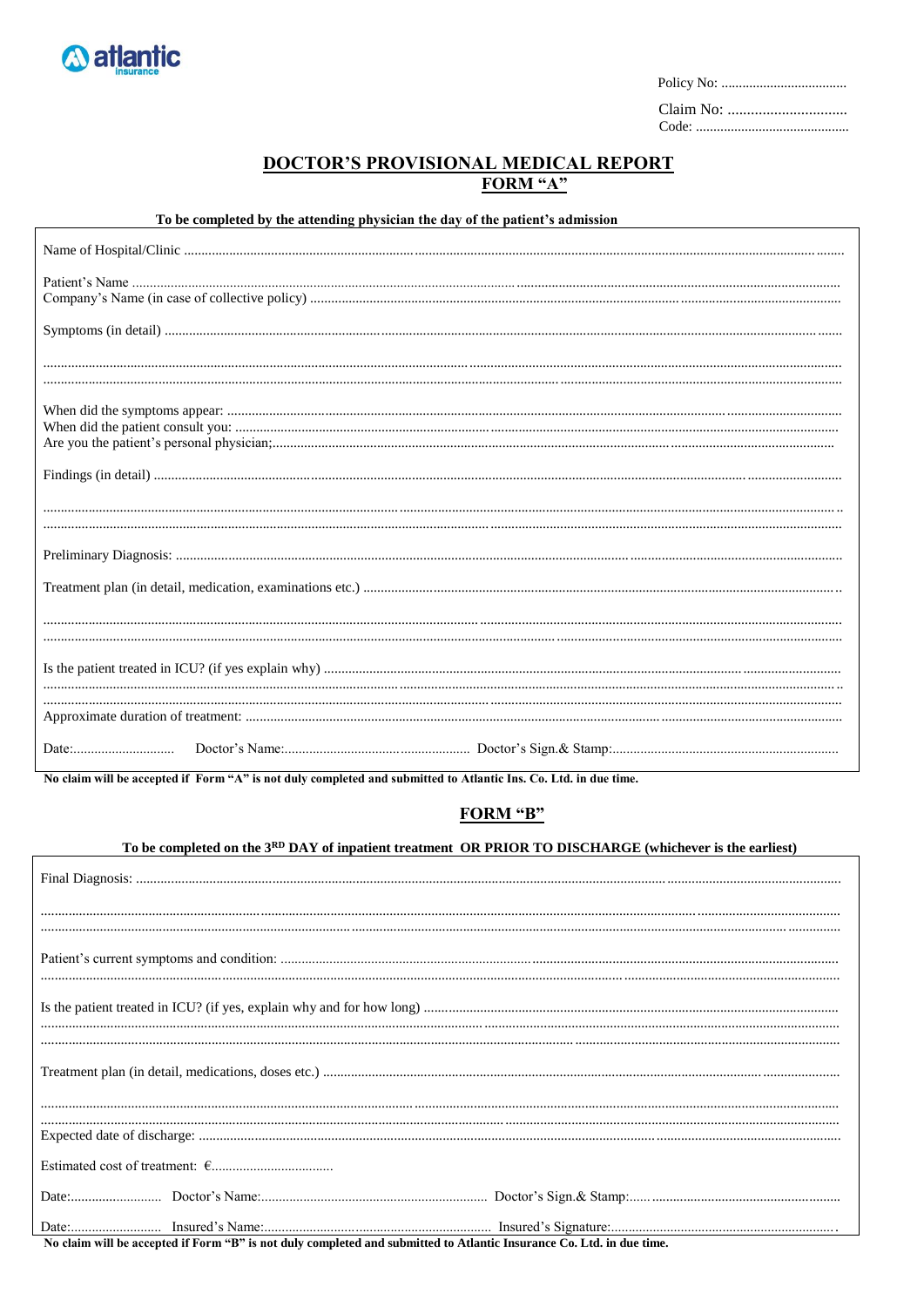atlantic insurance

Policy No: ....................................

Claim No: ...............................

Code: ............................................

# DOCTOR'S PROVISIONAL MEDICAL REPORT

## FORM "A"

**To be completed by the attending physician the day of the patient's admission**

Name of Hospital/Clinic ..........................................................................................................................................................................

Patient's Name ..........................................................................................................................................................................

Company's Name (in case of collective policy) ..........................................................................................................................................................................

Symptoms (in detail) ..........................................................................................................................................................................

..........................................................................................................................................................................

..........................................................................................................................................................................

When did the symptoms appear: ..........................................................................................................................................................................

When did the patient consult you: ..........................................................................................................................................................................

Are you the patient's personal physician;..........................................................................................................................................................................

Findings (in detail) ..........................................................................................................................................................................

..........................................................................................................................................................................

..........................................................................................................................................................................

Preliminary Diagnosis: ..........................................................................................................................................................................

Treatment plan (in detail, medication, examinations etc.) ..........................................................................................................................................................................

..........................................................................................................................................................................

..........................................................................................................................................................................

Is the patient treated in ICU? (if yes explain why) ..........................................................................................................................................................................

..........................................................................................................................................................................

..........................................................................................................................................................................

Approximate duration of treatment: ..........................................................................................................................................................................

Date:............................ Doctor's Name:..................................................... Doctor's Sign.& Stamp:.................................................................

**No claim will be accepted if Form "A" is not duly completed and submitted to Atlantic Ins. Co. Ltd. in due time.**

## FORM "B"

**To be completed on the 3RD DAY of inpatient treatment OR PRIOR TO DISCHARGE (whichever is the earliest)**

Final Diagnosis: ..........................................................................................................................................................................

..........................................................................................................................................................................

..........................................................................................................................................................................

Patient's current symptoms and condition: ..........................................................................................................................................................................

..........................................................................................................................................................................

Is the patient treated in ICU? (if yes, explain why and for how long) ..........................................................................................................................................................................

..........................................................................................................................................................................

..........................................................................................................................................................................

Treatment plan (in detail, medications, doses etc.) ..........................................................................................................................................................................

..........................................................................................................................................................................

..........................................................................................................................................................................

Expected date of discharge: ..........................................................................................................................................................................

Estimated cost of treatment: €...................................

Date:.......................... Doctor's Name:................................................................ Doctor's Sign.& Stamp:............................................................

Date:.......................... Insured's Name:................................................................ Insured's Signature:................................................................

**No claim will be accepted if Form "B" is not duly completed and submitted to Atlantic Insurance Co. Ltd. in due time.**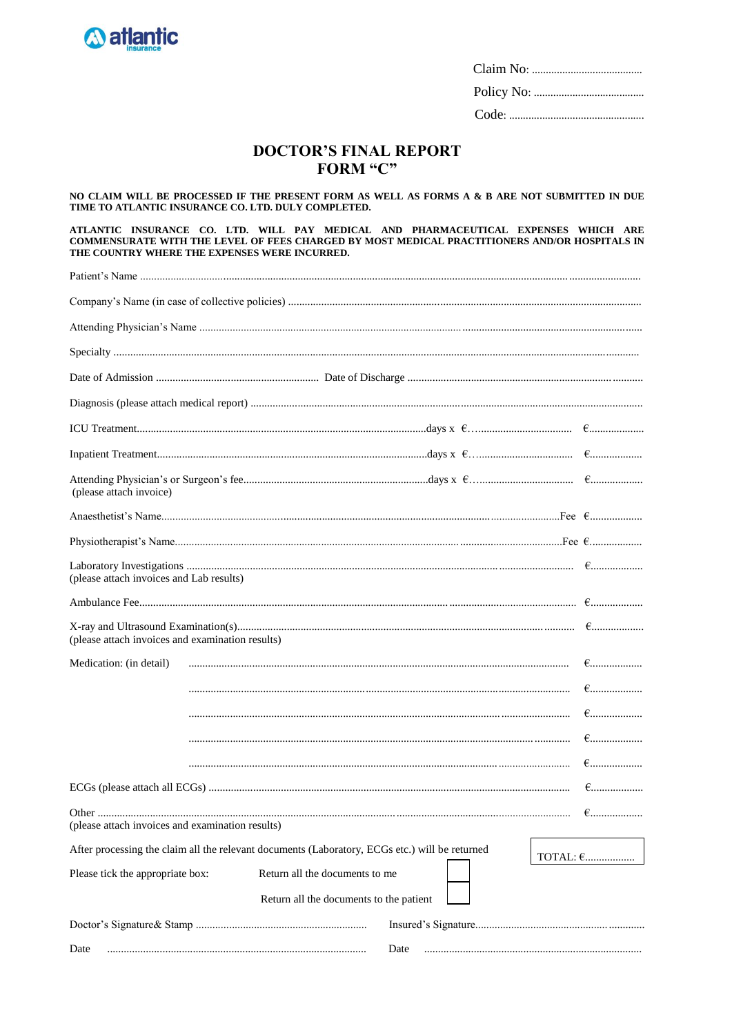atlantic insurance

Claim No: .......................................

Policy No: .......................................

Code: ................................................

# DOCTOR'S FINAL REPORT
# FORM "C"

**NO CLAIM WILL BE PROCESSED IF THE PRESENT FORM AS WELL AS FORMS A & B ARE NOT SUBMITTED IN DUE TIME TO ATLANTIC INSURANCE CO. LTD. DULY COMPLETED.**

**ATLANTIC INSURANCE CO. LTD. WILL PAY MEDICAL AND PHARMACEUTICAL EXPENSES WHICH ARE COMMENSURATE WITH THE LEVEL OF FEES CHARGED BY MOST MEDICAL PRACTITIONERS AND/OR HOSPITALS IN THE COUNTRY WHERE THE EXPENSES WERE INCURRED.**

Patient's Name ..........................................................................................................................................................

Company's Name (in case of collective policies) ........................................................................................................

Attending Physician's Name .........................................................................................................................................

Specialty ......................................................................................................................................................................

Date of Admission .......................................................... Date of Discharge ...........................................................

Diagnosis (please attach medical report) .....................................................................................................................

ICU Treatment........................................................................................................days x €….................................. €...................

Inpatient Treatment..................................................................................................days x €….................................. €...................

Attending Physician's or Surgeon's fee..................................................................days x €….................................. €...................
(please attach invoice)

Anaesthetist's Name.......................................................................................................................................Fee €...................

Physiotherapist's Name...................................................................................................................................Fee €...................

Laboratory Investigations ...................................................................................................................................... €...................
(please attach invoices and Lab results)

Ambulance Fee...................................................................................................................................................... €...................

X-ray and Ultrasound Examination(s)..................................................................................................................... €...................
(please attach invoices and examination results)

Medication: (in detail) ......................................................................................................................... €...................

......................................................................................................................... €...................

......................................................................................................................... €...................

......................................................................................................................... €...................

......................................................................................................................... €...................

ECGs (please attach all ECGs) .............................................................................................................................. €...................

Other ..................................................................................................................................................................... €...................
(please attach invoices and examination results)

After processing the claim all the relevant documents (Laboratory, ECGs etc.) will be returned

TOTAL: €..................

Please tick the appropriate box: Return all the documents to me ☐

Return all the documents to the patient ☐

Doctor's Signature& Stamp ............................................................. Insured's Signature..........................................................

Date ............................................................................................. Date ...............................................................................